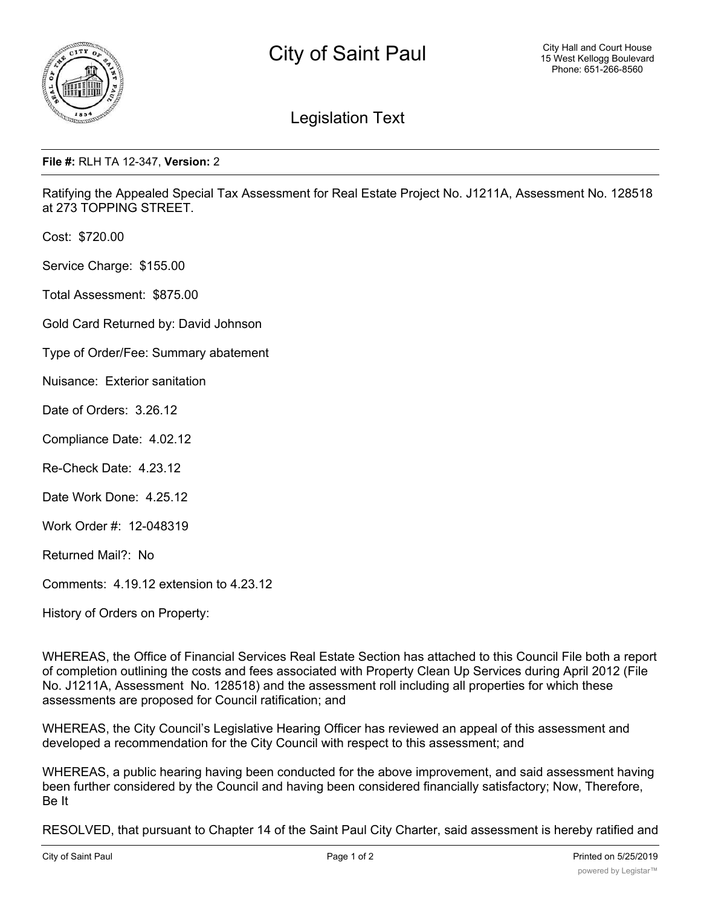# City of Saint Paul

City Hall and Court House
15 West Kellogg Boulevard
Phone: 651-266-8560

## Legislation Text

**File #:** RLH TA 12-347, **Version:** 2

Ratifying the Appealed Special Tax Assessment for Real Estate Project No. J1211A, Assessment No. 128518 at 273 TOPPING STREET.

Cost: $720.00

Service Charge: $155.00

Total Assessment: $875.00

Gold Card Returned by: David Johnson

Type of Order/Fee: Summary abatement

Nuisance: Exterior sanitation

Date of Orders: 3.26.12

Compliance Date: 4.02.12

Re-Check Date: 4.23.12

Date Work Done: 4.25.12

Work Order #: 12-048319

Returned Mail?: No

Comments: 4.19.12 extension to 4.23.12

History of Orders on Property:

WHEREAS, the Office of Financial Services Real Estate Section has attached to this Council File both a report of completion outlining the costs and fees associated with Property Clean Up Services during April 2012 (File No. J1211A, Assessment No. 128518) and the assessment roll including all properties for which these assessments are proposed for Council ratification; and

WHEREAS, the City Council's Legislative Hearing Officer has reviewed an appeal of this assessment and developed a recommendation for the City Council with respect to this assessment; and

WHEREAS, a public hearing having been conducted for the above improvement, and said assessment having been further considered by the Council and having been considered financially satisfactory; Now, Therefore, Be It

RESOLVED, that pursuant to Chapter 14 of the Saint Paul City Charter, said assessment is hereby ratified and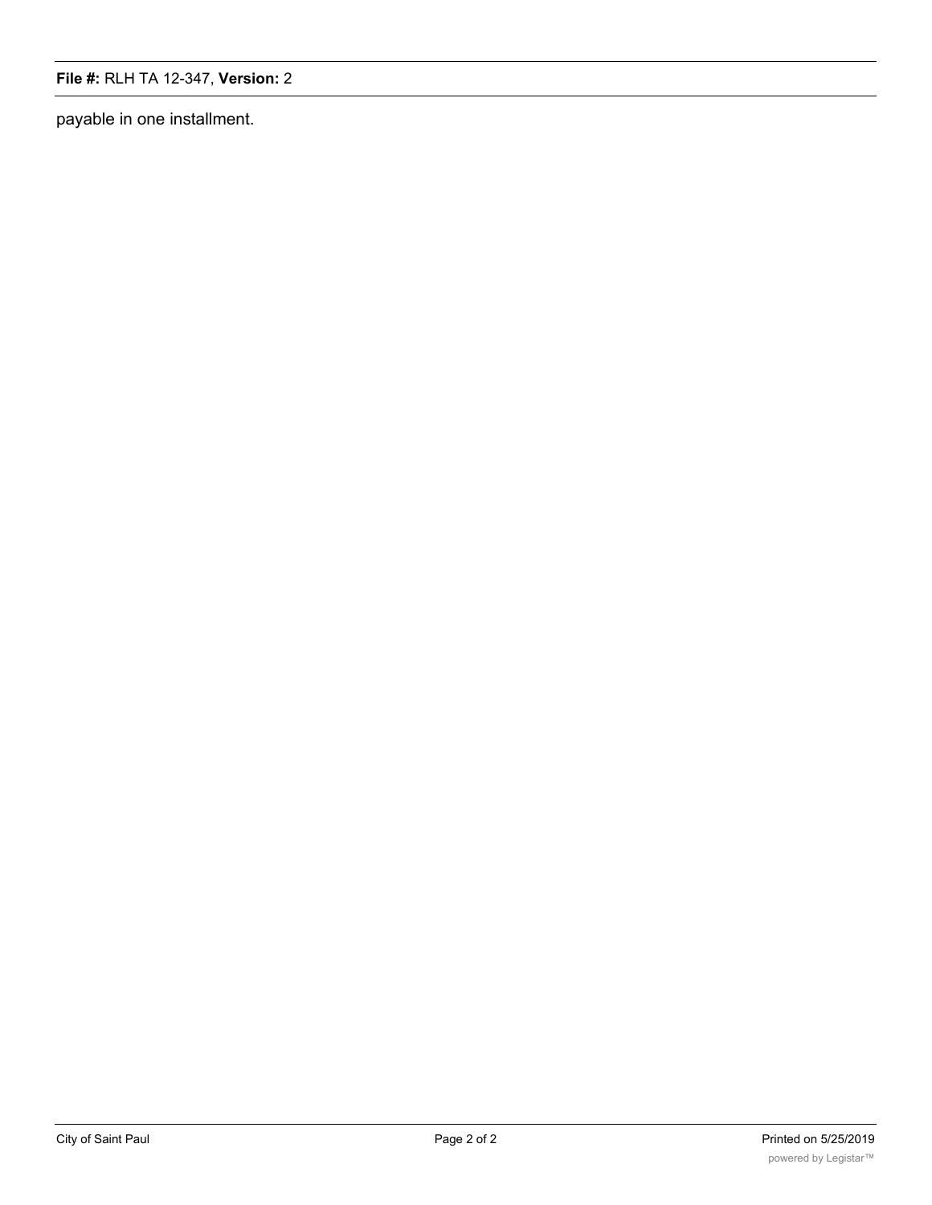payable in one installment.